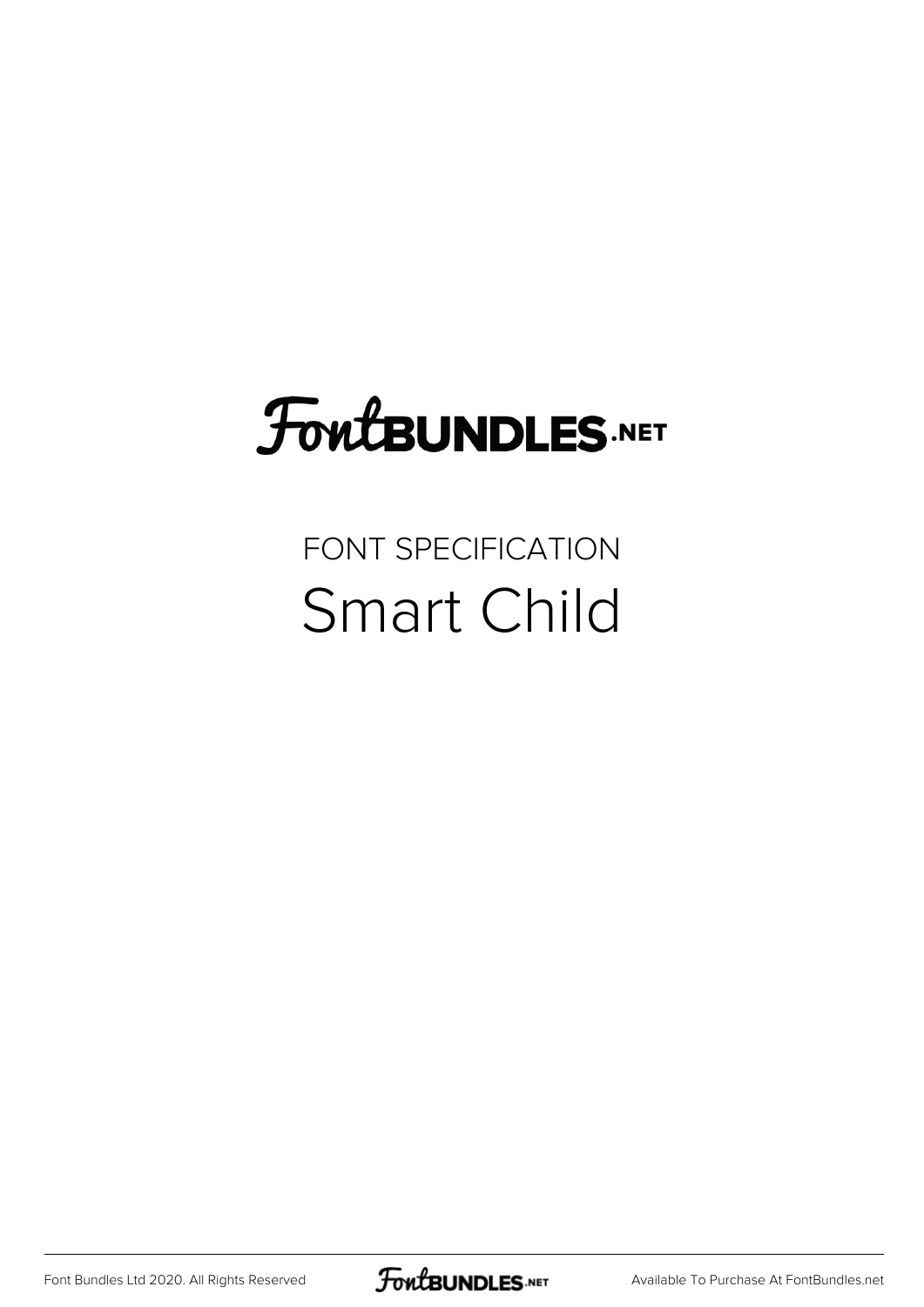# FontBUNDLES.NET

FONT SPECIFICATION

## Smart Child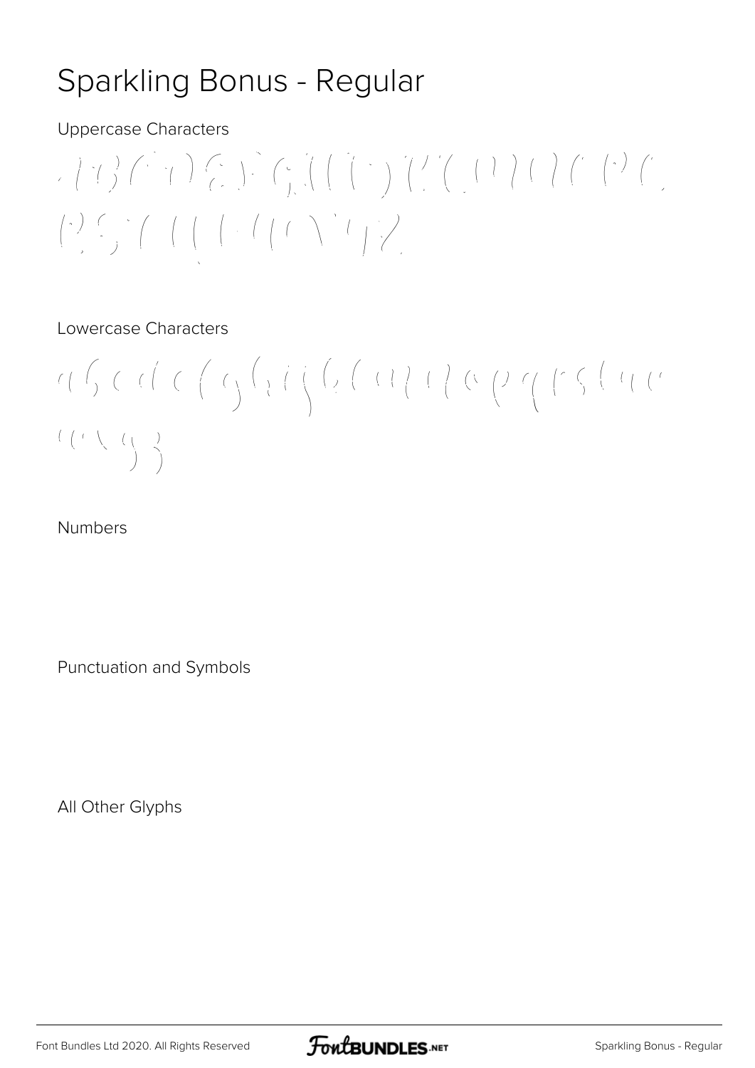# Sparkling Bonus - Regular

Uppercase Characters

Lowercase Characters

Numbers

Punctuation and Symbols

All Other Glyphs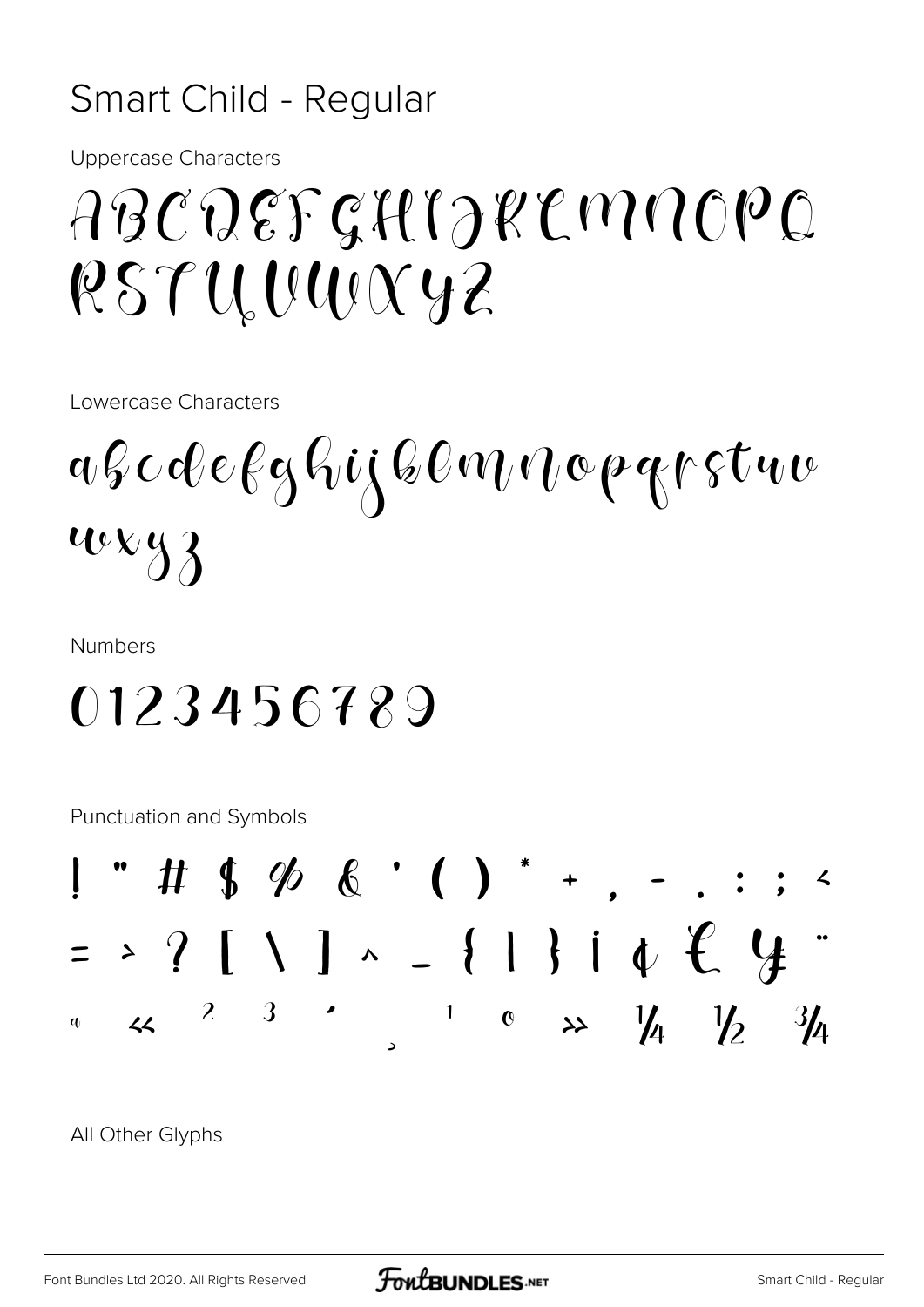# Smart Child - Regular

Uppercase Characters

ABCDEFGHIJKLMNOPQ
RSTUVWXYZ

Lowercase Characters

abcdefghijklmnopqrstuv
wxyz

Numbers

0123456789

Punctuation and Symbols

! " # $ % & ' ( ) * + , - . : ; <
= > ? [ \ ] ^ _ { | } ¡ ¢ € ¥ ¨
ª « ² ³ ´ ¸ ¹ º » ¼ ½ ¾

All Other Glyphs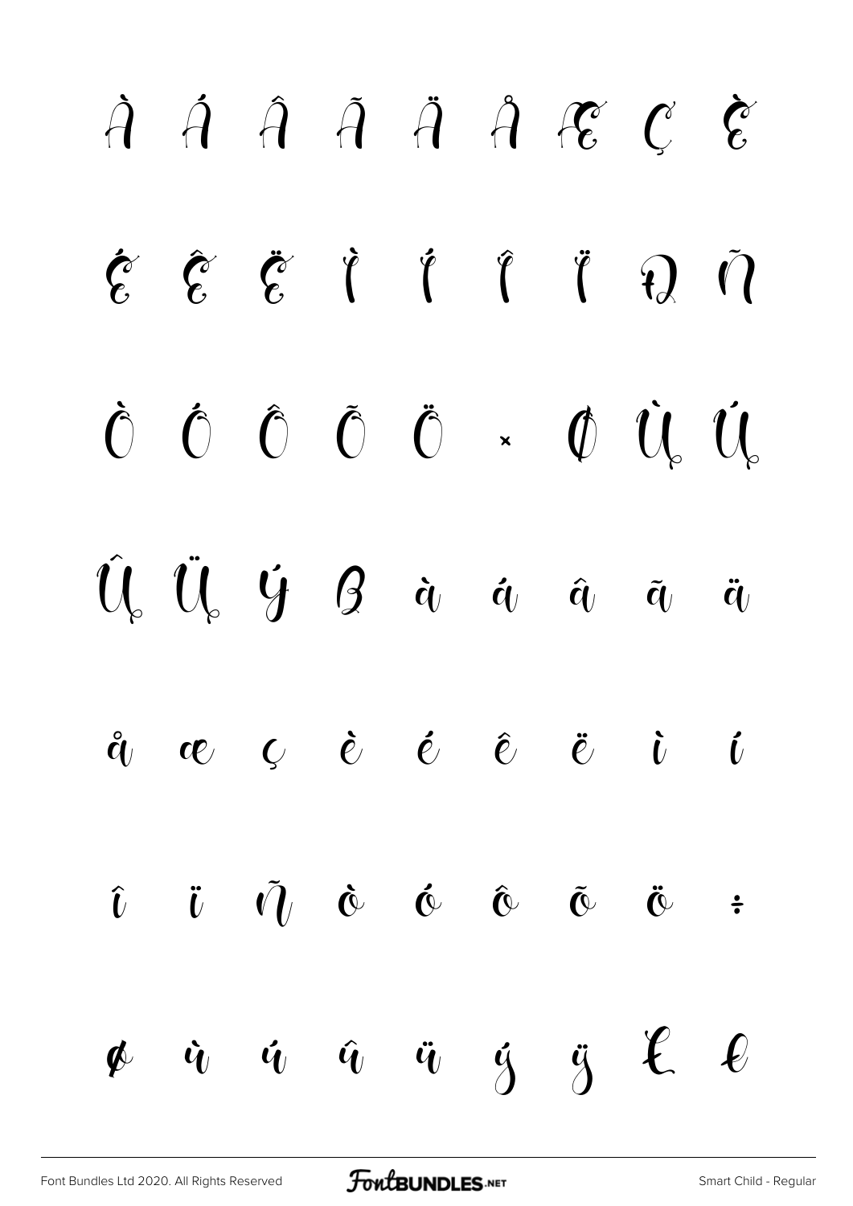À Á Â Ã Ä Å Æ Ç È

É Ê Ë Ì Í Î Ï Ð Ñ

Ò Ó Ô Õ Ö × Ø Ù Ú

Û Ü Ý ß à á â ã ä

å æ ç è é ê ë ì í

î ï ñ ò ó ô õ ö ÷

ø ù ú û ü ý ÿ Œ œ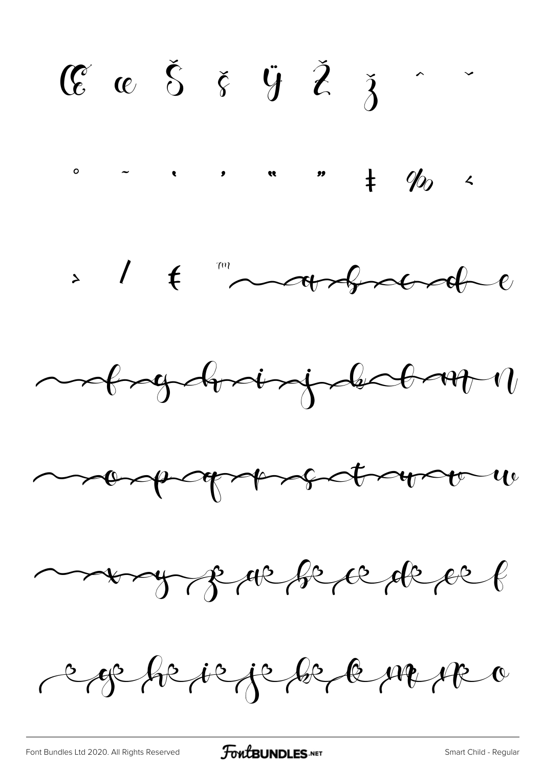Œ œ Š š Ÿ Ž ž ˆ ˇ

° ˜ ‘ ’ “ ” ‡ ‰ ‹

› ⁄ € ™ ~ a b c d e

~ f g h i j k l m n

~ o p q r s t u v w

~ x y z ae be ce de ee f

e ge he ie je ke le me ne o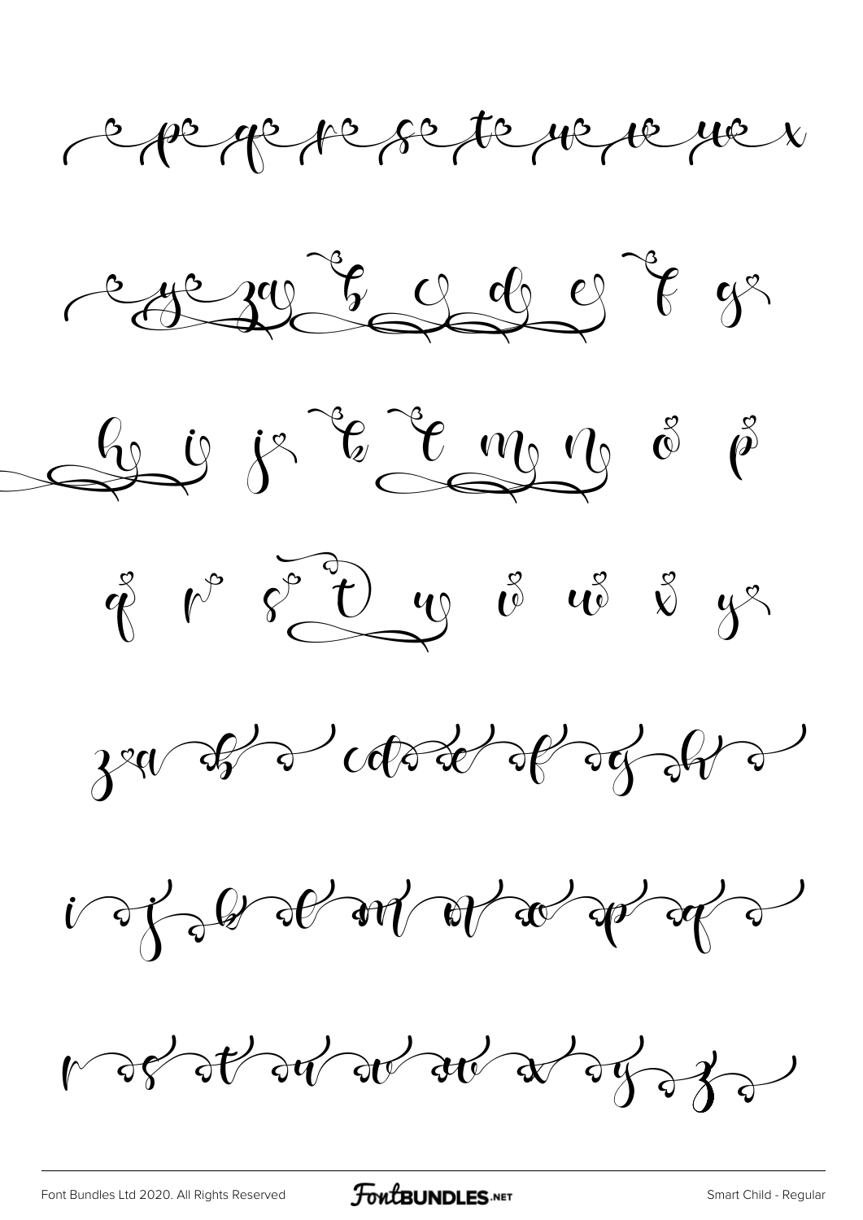e pe qe re se te ue ve we x

e ye za b c d e f g

h i j k l m n o p

q r s t u v w x y

za ab a cd ae af ag ah a

i aj ak al am an ao ap aq a

r as at au av aw ax ay az a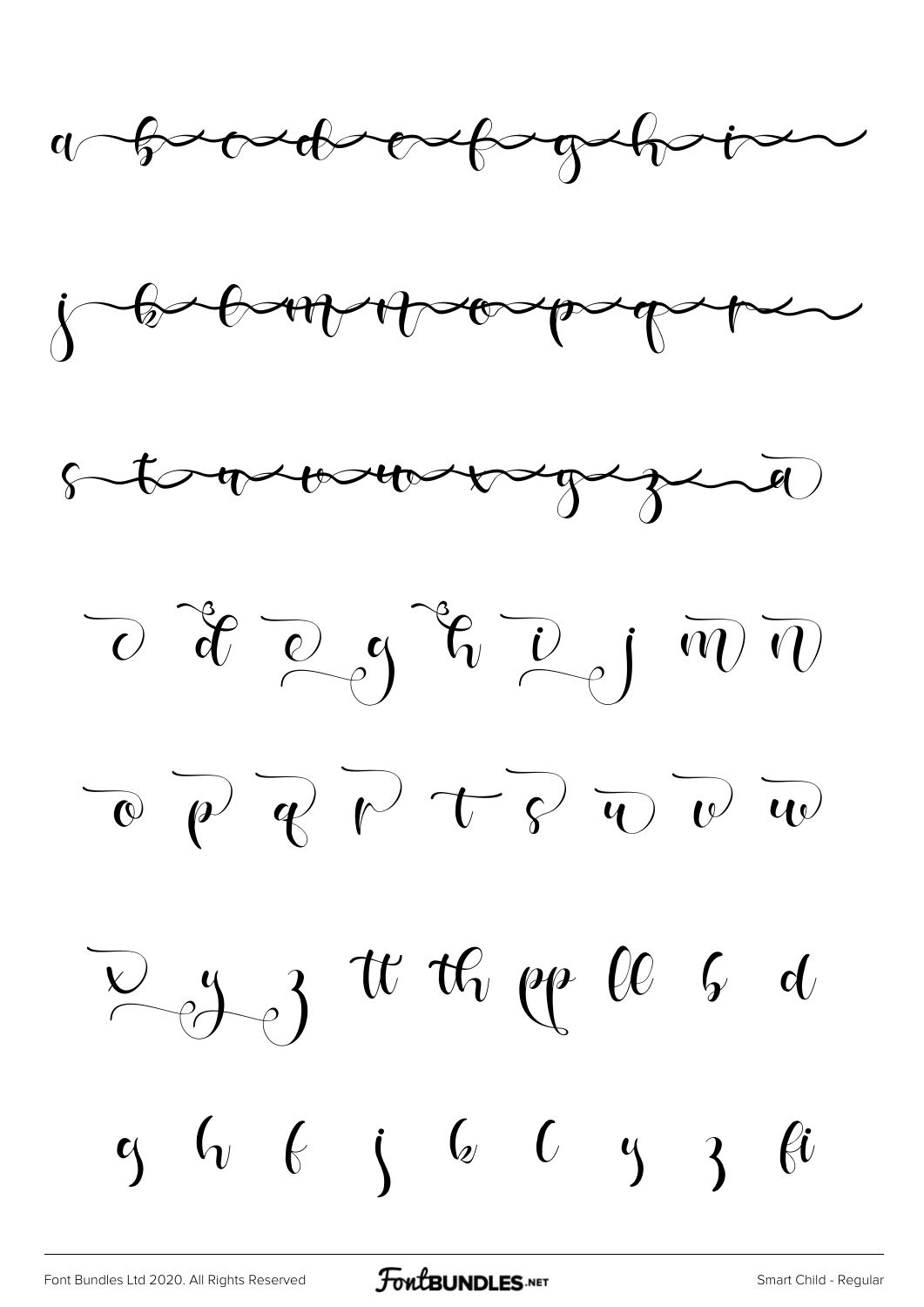a b c d e f g h i

j k l m n o p q r

s t u v w x y z a

c d e g h i j m n

o p q r t s u v w

x y z tt th pp ll b d

g h f j k l y z fi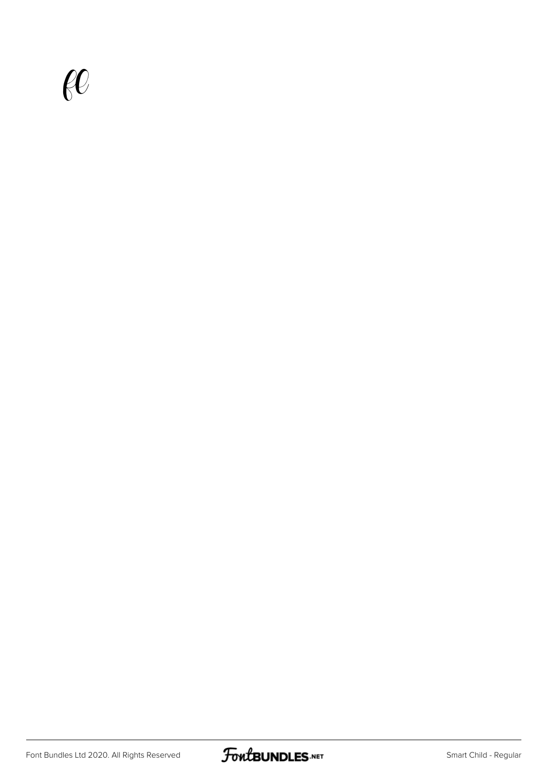ﬂ